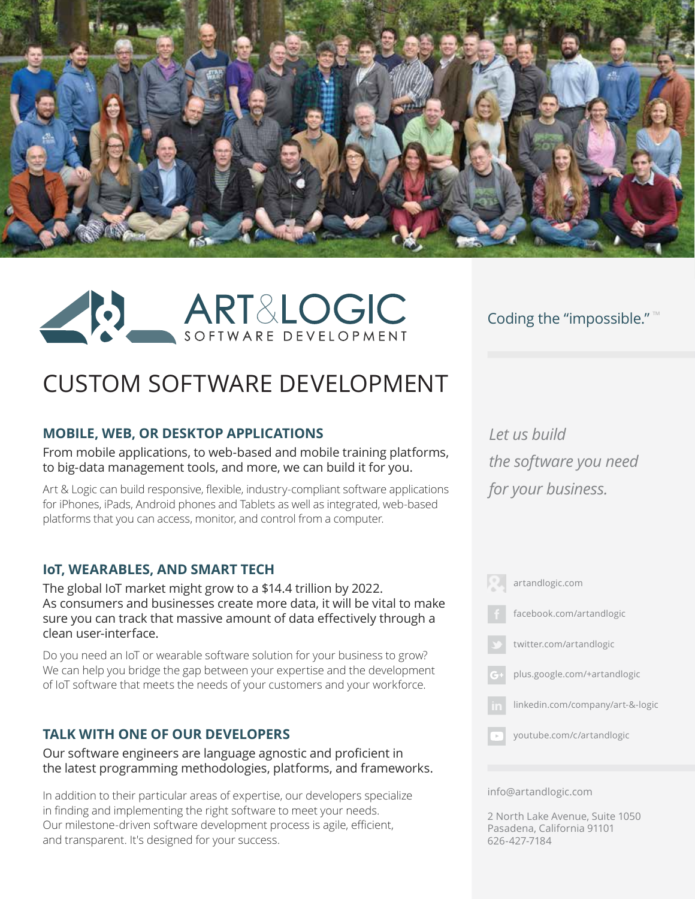# ART&LOGIC

SOFTWARE DEVELOPMENT

Coding the "impossible."™

## CUSTOM SOFTWARE DEVELOPMENT

### MOBILE, WEB, OR DESKTOP APPLICATIONS

From mobile applications, to web-based and mobile training platforms, to big-data management tools, and more, we can build it for you.

Art & Logic can build responsive, flexible, industry-compliant software applications for iPhones, iPads, Android phones and Tablets as well as integrated, web-based platforms that you can access, monitor, and control from a computer.

### IoT, WEARABLES, AND SMART TECH

The global IoT market might grow to a $14.4 trillion by 2022. As consumers and businesses create more data, it will be vital to make sure you can track that massive amount of data effectively through a clean user-interface.

Do you need an IoT or wearable software solution for your business to grow? We can help you bridge the gap between your expertise and the development of IoT software that meets the needs of your customers and your workforce.

### TALK WITH ONE OF OUR DEVELOPERS

Our software engineers are language agnostic and proficient in the latest programming methodologies, platforms, and frameworks.

In addition to their particular areas of expertise, our developers specialize in finding and implementing the right software to meet your needs. Our milestone-driven software development process is agile, efficient, and transparent. It's designed for your success.

*Let us build the software you need for your business.*

- artandlogic.com
- facebook.com/artandlogic
- twitter.com/artandlogic
- plus.google.com/+artandlogic
- linkedin.com/company/art-&-logic
- youtube.com/c/artandlogic

info@artandlogic.com

2 North Lake Avenue, Suite 1050
Pasadena, California 91101
626-427-7184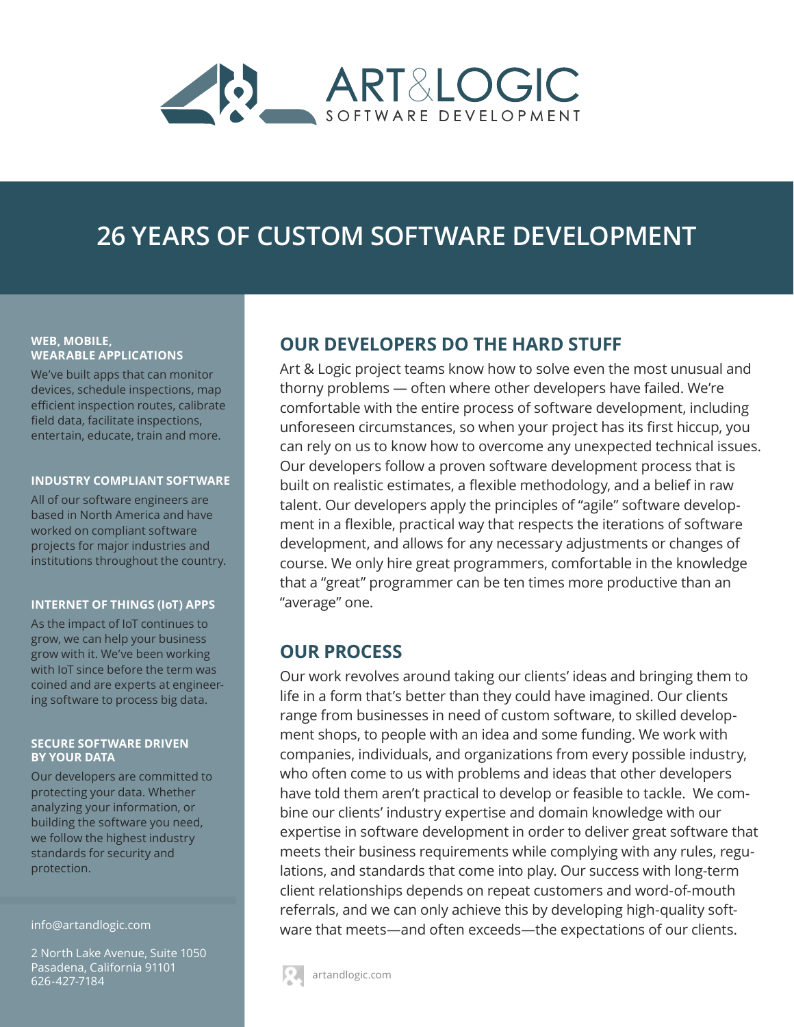ART&LOGIC
SOFTWARE DEVELOPMENT

# 26 YEARS OF CUSTOM SOFTWARE DEVELOPMENT

## OUR DEVELOPERS DO THE HARD STUFF

Art & Logic project teams know how to solve even the most unusual and thorny problems — often where other developers have failed. We're comfortable with the entire process of software development, including unforeseen circumstances, so when your project has its first hiccup, you can rely on us to know how to overcome any unexpected technical issues. Our developers follow a proven software development process that is built on realistic estimates, a flexible methodology, and a belief in raw talent. Our developers apply the principles of "agile" software development in a flexible, practical way that respects the iterations of software development, and allows for any necessary adjustments or changes of course. We only hire great programmers, comfortable in the knowledge that a "great" programmer can be ten times more productive than an "average" one.

## OUR PROCESS

Our work revolves around taking our clients' ideas and bringing them to life in a form that's better than they could have imagined. Our clients range from businesses in need of custom software, to skilled development shops, to people with an idea and some funding. We work with companies, individuals, and organizations from every possible industry, who often come to us with problems and ideas that other developers have told them aren't practical to develop or feasible to tackle. We combine our clients' industry expertise and domain knowledge with our expertise in software development in order to deliver great software that meets their business requirements while complying with any rules, regulations, and standards that come into play. Our success with long-term client relationships depends on repeat customers and word-of-mouth referrals, and we can only achieve this by developing high-quality software that meets—and often exceeds—the expectations of our clients.

artandlogic.com

### WEB, MOBILE, WEARABLE APPLICATIONS

We've built apps that can monitor devices, schedule inspections, map efficient inspection routes, calibrate field data, facilitate inspections, entertain, educate, train and more.

### INDUSTRY COMPLIANT SOFTWARE

All of our software engineers are based in North America and have worked on compliant software projects for major industries and institutions throughout the country.

### INTERNET OF THINGS (IoT) APPS

As the impact of IoT continues to grow, we can help your business grow with it. We've been working with IoT since before the term was coined and are experts at engineering software to process big data.

### SECURE SOFTWARE DRIVEN BY YOUR DATA

Our developers are committed to protecting your data. Whether analyzing your information, or building the software you need, we follow the highest industry standards for security and protection.

info@artandlogic.com

2 North Lake Avenue, Suite 1050
Pasadena, California 91101
626-427-7184